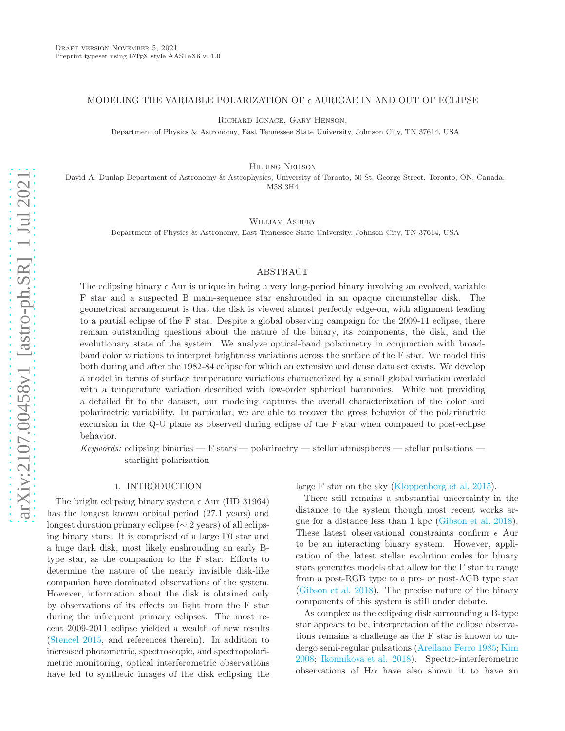Draft version November 5, 2021
Preprint typeset using LaTeX style AASTeX6 v. 1.0

# MODELING THE VARIABLE POLARIZATION OF $\epsilon$ AURIGAE IN AND OUT OF ECLIPSE

Richard Ignace, Gary Henson,
Department of Physics & Astronomy, East Tennessee State University, Johnson City, TN 37614, USA

Hilding Neilson
David A. Dunlap Department of Astronomy & Astrophysics, University of Toronto, 50 St. George Street, Toronto, ON, Canada, M5S 3H4

William Asbury
Department of Physics & Astronomy, East Tennessee State University, Johnson City, TN 37614, USA

## ABSTRACT

The eclipsing binary $\epsilon$ Aur is unique in being a very long-period binary involving an evolved, variable F star and a suspected B main-sequence star enshrouded in an opaque circumstellar disk. The geometrical arrangement is that the disk is viewed almost perfectly edge-on, with alignment leading to a partial eclipse of the F star. Despite a global observing campaign for the 2009-11 eclipse, there remain outstanding questions about the nature of the binary, its components, the disk, and the evolutionary state of the system. We analyze optical-band polarimetry in conjunction with broad-band color variations to interpret brightness variations across the surface of the F star. We model this both during and after the 1982-84 eclipse for which an extensive and dense data set exists. We develop a model in terms of surface temperature variations characterized by a small global variation overlaid with a temperature variation described with low-order spherical harmonics. While not providing a detailed fit to the dataset, our modeling captures the overall characterization of the color and polarimetric variability. In particular, we are able to recover the gross behavior of the polarimetric excursion in the Q-U plane as observed during eclipse of the F star when compared to post-eclipse behavior.

*Keywords:* eclipsing binaries — F stars — polarimetry — stellar atmospheres — stellar pulsations — starlight polarization

## 1. INTRODUCTION

The bright eclipsing binary system $\epsilon$ Aur (HD 31964) has the longest known orbital period (27.1 years) and longest duration primary eclipse ($\sim$ 2 years) of all eclipsing binary stars. It is comprised of a large F0 star and a huge dark disk, most likely enshrouding an early B-type star, as the companion to the F star. Efforts to determine the nature of the nearly invisible disk-like companion have dominated observations of the system. However, information about the disk is obtained only by observations of its effects on light from the F star during the infrequent primary eclipses. The most recent 2009-2011 eclipse yielded a wealth of new results (Stencel 2015, and references therein). In addition to increased photometric, spectroscopic, and spectropolarimetric monitoring, optical interferometric observations have led to synthetic images of the disk eclipsing the large F star on the sky (Kloppenborg et al. 2015).

There still remains a substantial uncertainty in the distance to the system though most recent works argue for a distance less than 1 kpc (Gibson et al. 2018). These latest observational constraints confirm $\epsilon$ Aur to be an interacting binary system. However, application of the latest stellar evolution codes for binary stars generates models that allow for the F star to range from a post-RGB type to a pre- or post-AGB type star (Gibson et al. 2018). The precise nature of the binary components of this system is still under debate.

As complex as the eclipsing disk surrounding a B-type star appears to be, interpretation of the eclipse observations remains a challenge as the F star is known to undergo semi-regular pulsations (Arellano Ferro 1985; Kim 2008; Ikonnikova et al. 2018). Spectro-interferometric observations of H$\alpha$ have also shown it to have an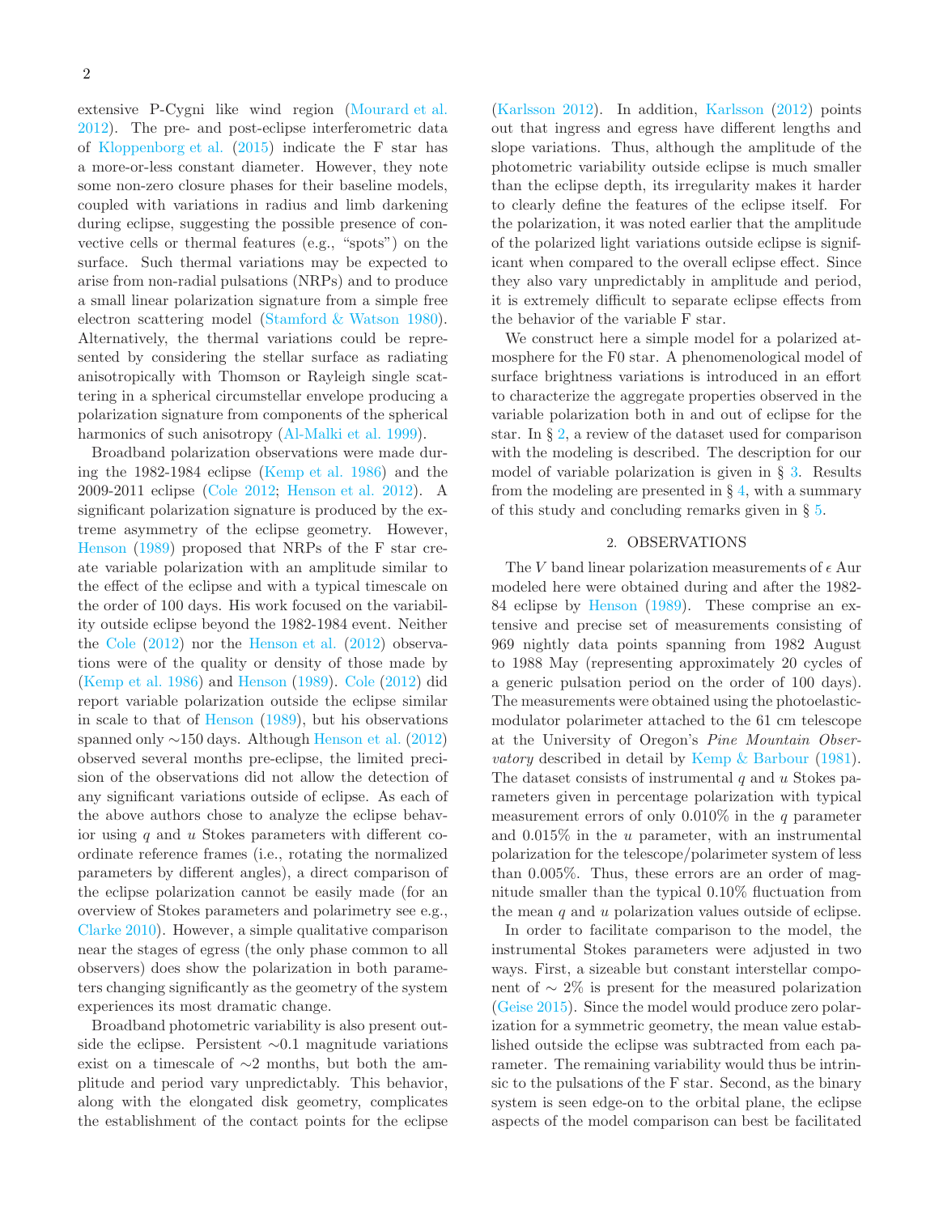extensive P-Cygni like wind region (Mourard et al. 2012). The pre- and post-eclipse interferometric data of Kloppenborg et al. (2015) indicate the F star has a more-or-less constant diameter. However, they note some non-zero closure phases for their baseline models, coupled with variations in radius and limb darkening during eclipse, suggesting the possible presence of convective cells or thermal features (e.g., "spots") on the surface. Such thermal variations may be expected to arise from non-radial pulsations (NRPs) and to produce a small linear polarization signature from a simple free electron scattering model (Stamford & Watson 1980). Alternatively, the thermal variations could be represented by considering the stellar surface as radiating anisotropically with Thomson or Rayleigh single scattering in a spherical circumstellar envelope producing a polarization signature from components of the spherical harmonics of such anisotropy (Al-Malki et al. 1999).

Broadband polarization observations were made during the 1982-1984 eclipse (Kemp et al. 1986) and the 2009-2011 eclipse (Cole 2012; Henson et al. 2012). A significant polarization signature is produced by the extreme asymmetry of the eclipse geometry. However, Henson (1989) proposed that NRPs of the F star create variable polarization with an amplitude similar to the effect of the eclipse and with a typical timescale on the order of 100 days. His work focused on the variability outside eclipse beyond the 1982-1984 event. Neither the Cole (2012) nor the Henson et al. (2012) observations were of the quality or density of those made by (Kemp et al. 1986) and Henson (1989). Cole (2012) did report variable polarization outside the eclipse similar in scale to that of Henson (1989), but his observations spanned only ∼150 days. Although Henson et al. (2012) observed several months pre-eclipse, the limited precision of the observations did not allow the detection of any significant variations outside of eclipse. As each of the above authors chose to analyze the eclipse behavior using $q$ and $u$ Stokes parameters with different coordinate reference frames (i.e., rotating the normalized parameters by different angles), a direct comparison of the eclipse polarization cannot be easily made (for an overview of Stokes parameters and polarimetry see e.g., Clarke 2010). However, a simple qualitative comparison near the stages of egress (the only phase common to all observers) does show the polarization in both parameters changing significantly as the geometry of the system experiences its most dramatic change.

Broadband photometric variability is also present outside the eclipse. Persistent ∼0.1 magnitude variations exist on a timescale of ∼2 months, but both the amplitude and period vary unpredictably. This behavior, along with the elongated disk geometry, complicates the establishment of the contact points for the eclipse (Karlsson 2012). In addition, Karlsson (2012) points out that ingress and egress have different lengths and slope variations. Thus, although the amplitude of the photometric variability outside eclipse is much smaller than the eclipse depth, its irregularity makes it harder to clearly define the features of the eclipse itself. For the polarization, it was noted earlier that the amplitude of the polarized light variations outside eclipse is significant when compared to the overall eclipse effect. Since they also vary unpredictably in amplitude and period, it is extremely difficult to separate eclipse effects from the behavior of the variable F star.

We construct here a simple model for a polarized atmosphere for the F0 star. A phenomenological model of surface brightness variations is introduced in an effort to characterize the aggregate properties observed in the variable polarization both in and out of eclipse for the star. In § 2, a review of the dataset used for comparison with the modeling is described. The description for our model of variable polarization is given in § 3. Results from the modeling are presented in § 4, with a summary of this study and concluding remarks given in § 5.

## 2. OBSERVATIONS

The $V$ band linear polarization measurements of $\epsilon$ Aur modeled here were obtained during and after the 1982-84 eclipse by Henson (1989). These comprise an extensive and precise set of measurements consisting of 969 nightly data points spanning from 1982 August to 1988 May (representing approximately 20 cycles of a generic pulsation period on the order of 100 days). The measurements were obtained using the photoelastic-modulator polarimeter attached to the 61 cm telescope at the University of Oregon's *Pine Mountain Observatory* described in detail by Kemp & Barbour (1981). The dataset consists of instrumental $q$ and $u$ Stokes parameters given in percentage polarization with typical measurement errors of only 0.010% in the $q$ parameter and 0.015% in the $u$ parameter, with an instrumental polarization for the telescope/polarimeter system of less than 0.005%. Thus, these errors are an order of magnitude smaller than the typical 0.10% fluctuation from the mean $q$ and $u$ polarization values outside of eclipse.

In order to facilitate comparison to the model, the instrumental Stokes parameters were adjusted in two ways. First, a sizeable but constant interstellar component of ∼ 2% is present for the measured polarization (Geise 2015). Since the model would produce zero polarization for a symmetric geometry, the mean value established outside the eclipse was subtracted from each parameter. The remaining variability would thus be intrinsic to the pulsations of the F star. Second, as the binary system is seen edge-on to the orbital plane, the eclipse aspects of the model comparison can best be facilitated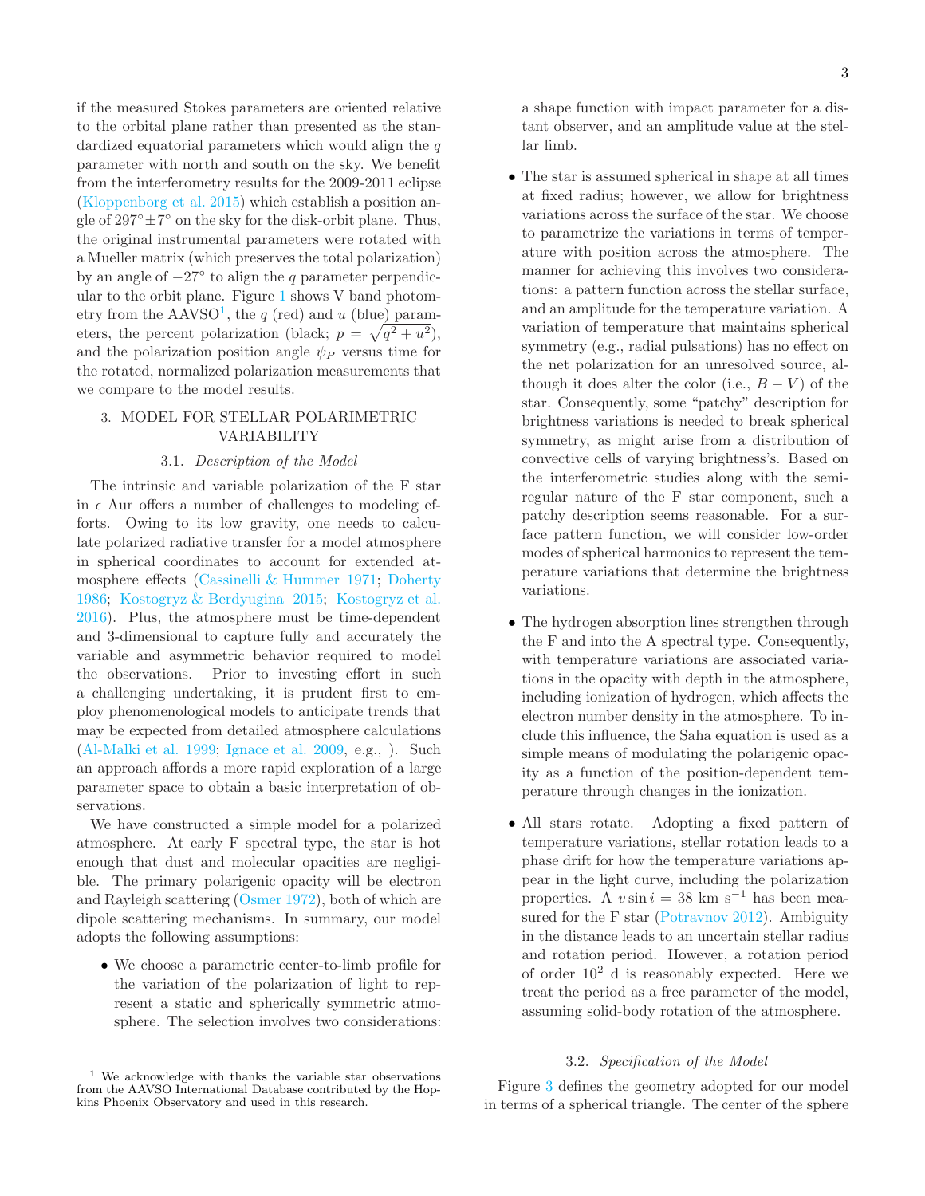if the measured Stokes parameters are oriented relative to the orbital plane rather than presented as the standardized equatorial parameters which would align the $q$ parameter with north and south on the sky. We benefit from the interferometry results for the 2009-2011 eclipse (Kloppenborg et al. 2015) which establish a position angle of $297^\circ \pm 7^\circ$ on the sky for the disk-orbit plane. Thus, the original instrumental parameters were rotated with a Mueller matrix (which preserves the total polarization) by an angle of $-27^\circ$ to align the $q$ parameter perpendicular to the orbit plane. Figure 1 shows V band photometry from the AAVSO[1], the $q$ (red) and $u$ (blue) parameters, the percent polarization (black; $p = \sqrt{q^2 + u^2}$), and the polarization position angle $\psi_P$ versus time for the rotated, normalized polarization measurements that we compare to the model results.

## 3. MODEL FOR STELLAR POLARIMETRIC VARIABILITY

### 3.1. *Description of the Model*

The intrinsic and variable polarization of the F star in $\epsilon$ Aur offers a number of challenges to modeling efforts. Owing to its low gravity, one needs to calculate polarized radiative transfer for a model atmosphere in spherical coordinates to account for extended atmosphere effects (Cassinelli & Hummer 1971; Doherty 1986; Kostogryz & Berdyugina 2015; Kostogryz et al. 2016). Plus, the atmosphere must be time-dependent and 3-dimensional to capture fully and accurately the variable and asymmetric behavior required to model the observations. Prior to investing effort in such a challenging undertaking, it is prudent first to employ phenomenological models to anticipate trends that may be expected from detailed atmosphere calculations (Al-Malki et al. 1999; Ignace et al. 2009, e.g., ). Such an approach affords a more rapid exploration of a large parameter space to obtain a basic interpretation of observations.

We have constructed a simple model for a polarized atmosphere. At early F spectral type, the star is hot enough that dust and molecular opacities are negligible. The primary polarigenic opacity will be electron and Rayleigh scattering (Osmer 1972), both of which are dipole scattering mechanisms. In summary, our model adopts the following assumptions:

- We choose a parametric center-to-limb profile for the variation of the polarization of light to represent a static and spherically symmetric atmosphere. The selection involves two considerations: a shape function with impact parameter for a distant observer, and an amplitude value at the stellar limb.
- The star is assumed spherical in shape at all times at fixed radius; however, we allow for brightness variations across the surface of the star. We choose to parametrize the variations in terms of temperature with position across the atmosphere. The manner for achieving this involves two considerations: a pattern function across the stellar surface, and an amplitude for the temperature variation. A variation of temperature that maintains spherical symmetry (e.g., radial pulsations) has no effect on the net polarization for an unresolved source, although it does alter the color (i.e., $B - V$) of the star. Consequently, some "patchy" description for brightness variations is needed to break spherical symmetry, as might arise from a distribution of convective cells of varying brightness's. Based on the interferometric studies along with the semi-regular nature of the F star component, such a patchy description seems reasonable. For a surface pattern function, we will consider low-order modes of spherical harmonics to represent the temperature variations that determine the brightness variations.
- The hydrogen absorption lines strengthen through the F and into the A spectral type. Consequently, with temperature variations are associated variations in the opacity with depth in the atmosphere, including ionization of hydrogen, which affects the electron number density in the atmosphere. To include this influence, the Saha equation is used as a simple means of modulating the polarigenic opacity as a function of the position-dependent temperature through changes in the ionization.
- All stars rotate. Adopting a fixed pattern of temperature variations, stellar rotation leads to a phase drift for how the temperature variations appear in the light curve, including the polarization properties. A $v \sin i = 38$ km s$^{-1}$ has been measured for the F star (Potravnov 2012). Ambiguity in the distance leads to an uncertain stellar radius and rotation period. However, a rotation period of order $10^2$ d is reasonably expected. Here we treat the period as a free parameter of the model, assuming solid-body rotation of the atmosphere.

### 3.2. *Specification of the Model*

Figure 3 defines the geometry adopted for our model in terms of a spherical triangle. The center of the sphere

[1] We acknowledge with thanks the variable star observations from the AAVSO International Database contributed by the Hopkins Phoenix Observatory and used in this research.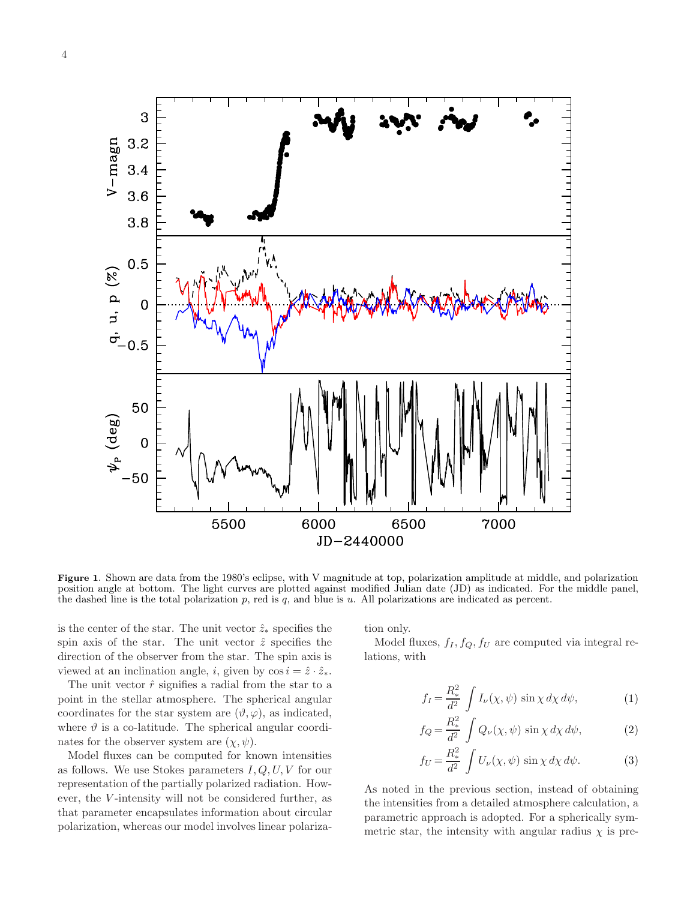**Figure 1**. Shown are data from the 1980's eclipse, with V magnitude at top, polarization amplitude at middle, and polarization position angle at bottom. The light curves are plotted against modified Julian date (JD) as indicated. For the middle panel, the dashed line is the total polarization $p$, red is $q$, and blue is $u$. All polarizations are indicated as percent.

is the center of the star. The unit vector $\hat{z}_*$ specifies the spin axis of the star. The unit vector $\hat{z}$ specifies the direction of the observer from the star. The spin axis is viewed at an inclination angle, $i$, given by $\cos i = \hat{z} \cdot \hat{z}_*$.

The unit vector $\hat{r}$ signifies a radial from the star to a point in the stellar atmosphere. The spherical angular coordinates for the star system are $(\vartheta, \varphi)$, as indicated, where $\vartheta$ is a co-latitude. The spherical angular coordinates for the observer system are $(\chi, \psi)$.

Model fluxes can be computed for known intensities as follows. We use Stokes parameters $I, Q, U, V$ for our representation of the partially polarized radiation. However, the $V$-intensity will not be considered further, as that parameter encapsulates information about circular polarization, whereas our model involves linear polarization only.

Model fluxes, $f_I, f_Q, f_U$ are computed via integral relations, with

$$f_I = \frac{R_*^2}{d^2} \int I_\nu(\chi, \psi) \sin\chi \, d\chi \, d\psi, \tag{1}$$

$$f_Q = \frac{R_*^2}{d^2} \int Q_\nu(\chi, \psi) \sin\chi \, d\chi \, d\psi, \tag{2}$$

$$f_U = \frac{R_*^2}{d^2} \int U_\nu(\chi, \psi) \sin\chi \, d\chi \, d\psi. \tag{3}$$

As noted in the previous section, instead of obtaining the intensities from a detailed atmosphere calculation, a parametric approach is adopted. For a spherically symmetric star, the intensity with angular radius $\chi$ is pre-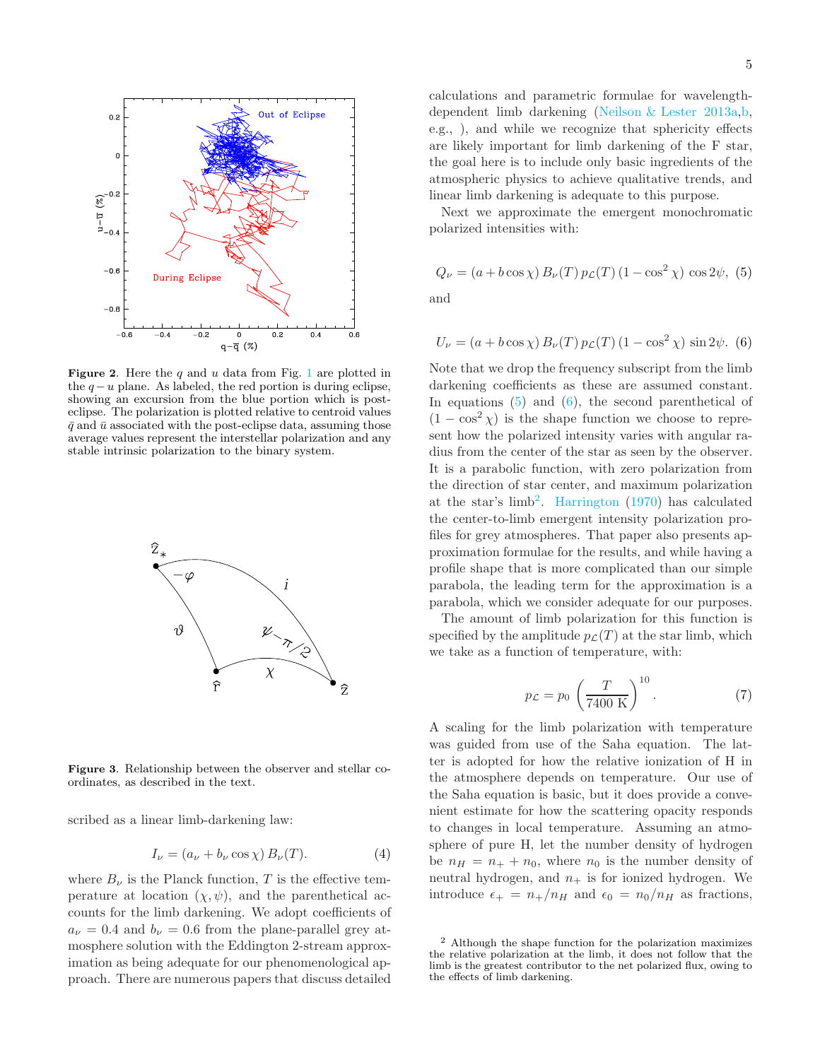**Figure 2.** Here the $q$ and $u$ data from Fig. 1 are plotted in the $q-u$ plane. As labeled, the red portion is during eclipse, showing an excursion from the blue portion which is post-eclipse. The polarization is plotted relative to centroid values $\bar{q}$ and $\bar{u}$ associated with the post-eclipse data, assuming those average values represent the interstellar polarization and any stable intrinsic polarization to the binary system.

**Figure 3.** Relationship between the observer and stellar coordinates, as described in the text.

scribed as a linear limb-darkening law:

$$I_\nu = (a_\nu + b_\nu \cos\chi)\, B_\nu(T). \tag{4}$$

where $B_\nu$ is the Planck function, $T$ is the effective temperature at location $(\chi, \psi)$, and the parenthetical accounts for the limb darkening. We adopt coefficients of $a_\nu = 0.4$ and $b_\nu = 0.6$ from the plane-parallel grey atmosphere solution with the Eddington 2-stream approximation as being adequate for our phenomenological approach. There are numerous papers that discuss detailed calculations and parametric formulae for wavelength-dependent limb darkening (Neilson & Lester 2013a,b, e.g., ), and while we recognize that sphericity effects are likely important for limb darkening of the F star, the goal here is to include only basic ingredients of the atmospheric physics to achieve qualitative trends, and linear limb darkening is adequate to this purpose.

Next we approximate the emergent monochromatic polarized intensities with:

$$Q_\nu = (a + b\cos\chi)\, B_\nu(T)\, p_{\mathcal{L}}(T)\, (1 - \cos^2\chi)\, \cos 2\psi, \tag{5}$$

and

$$U_\nu = (a + b\cos\chi)\, B_\nu(T)\, p_{\mathcal{L}}(T)\, (1 - \cos^2\chi)\, \sin 2\psi. \tag{6}$$

Note that we drop the frequency subscript from the limb darkening coefficients as these are assumed constant. In equations (5) and (6), the second parenthetical of $(1 - \cos^2\chi)$ is the shape function we choose to represent how the polarized intensity varies with angular radius from the center of the star as seen by the observer. It is a parabolic function, with zero polarization from the direction of star center, and maximum polarization at the star's limb[2]. Harrington (1970) has calculated the center-to-limb emergent intensity polarization profiles for grey atmospheres. That paper also presents approximation formulae for the results, and while having a profile shape that is more complicated than our simple parabola, the leading term for the approximation is a parabola, which we consider adequate for our purposes.

The amount of limb polarization for this function is specified by the amplitude $p_{\mathcal{L}}(T)$ at the star limb, which we take as a function of temperature, with:

$$p_{\mathcal{L}} = p_0 \left(\frac{T}{7400\text{ K}}\right)^{10}. \tag{7}$$

A scaling for the limb polarization with temperature was guided from use of the Saha equation. The latter is adopted for how the relative ionization of H in the atmosphere depends on temperature. Our use of the Saha equation is basic, but it does provide a convenient estimate for how the scattering opacity responds to changes in local temperature. Assuming an atmosphere of pure H, let the number density of hydrogen be $n_H = n_+ + n_0$, where $n_0$ is the number density of neutral hydrogen, and $n_+$ is for ionized hydrogen. We introduce $\epsilon_+ = n_+/n_H$ and $\epsilon_0 = n_0/n_H$ as fractions,

[2] Although the shape function for the polarization maximizes the relative polarization at the limb, it does not follow that the limb is the greatest contributor to the net polarized flux, owing to the effects of limb darkening.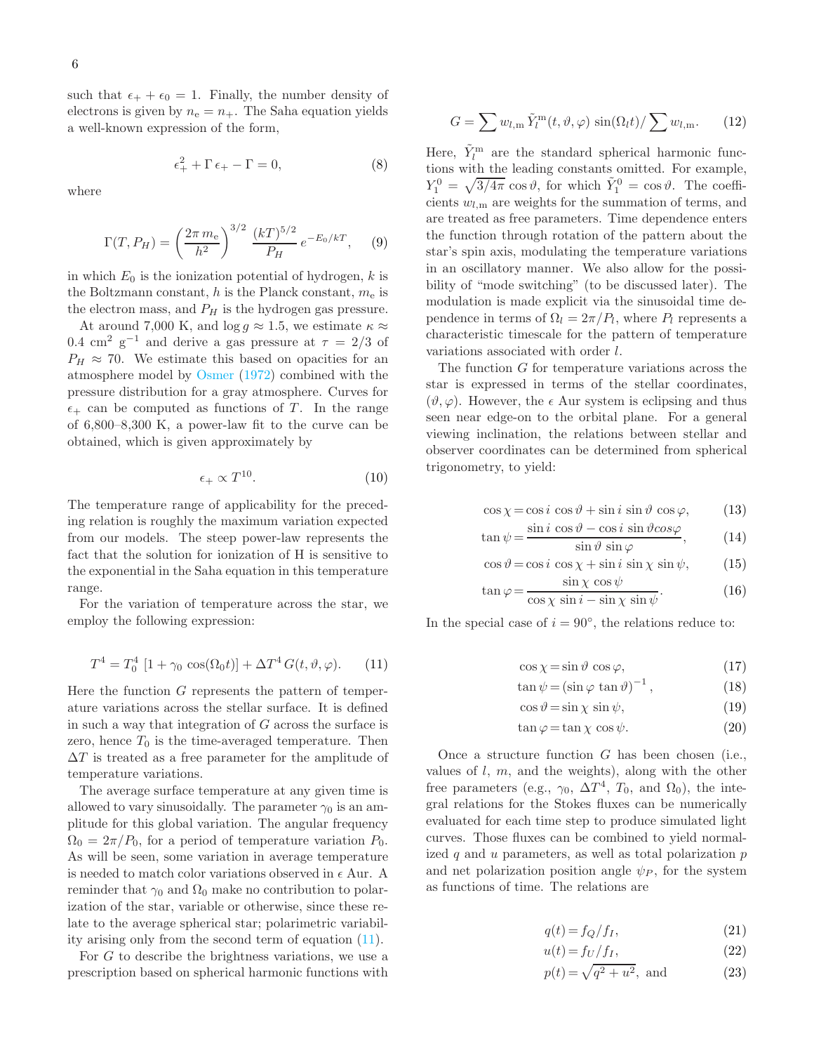such that $\epsilon_+ + \epsilon_0 = 1$. Finally, the number density of electrons is given by $n_e = n_+$. The Saha equation yields a well-known expression of the form,

$$\epsilon_+^2 + \Gamma\,\epsilon_+ - \Gamma = 0, \tag{8}$$

where

$$\Gamma(T, P_H) = \left(\frac{2\pi\, m_e}{h^2}\right)^{3/2}\, \frac{(kT)^{5/2}}{P_H}\, e^{-E_0/kT}, \tag{9}$$

in which $E_0$ is the ionization potential of hydrogen, $k$ is the Boltzmann constant, $h$ is the Planck constant, $m_e$ is the electron mass, and $P_H$ is the hydrogen gas pressure.

At around 7,000 K, and $\log g \approx 1.5$, we estimate $\kappa \approx 0.4$ cm$^2$ g$^{-1}$ and derive a gas pressure at $\tau = 2/3$ of $P_H \approx 70$. We estimate this based on opacities for an atmosphere model by Osmer (1972) combined with the pressure distribution for a gray atmosphere. Curves for $\epsilon_+$ can be computed as functions of $T$. In the range of 6,800–8,300 K, a power-law fit to the curve can be obtained, which is given approximately by

$$\epsilon_+ \propto T^{10}. \tag{10}$$

The temperature range of applicability for the preceding relation is roughly the maximum variation expected from our models. The steep power-law represents the fact that the solution for ionization of H is sensitive to the exponential in the Saha equation in this temperature range.

For the variation of temperature across the star, we employ the following expression:

$$T^4 = T_0^4\, [1 + \gamma_0\, \cos(\Omega_0 t)] + \Delta T^4\, G(t, \vartheta, \varphi). \tag{11}$$

Here the function $G$ represents the pattern of temperature variations across the stellar surface. It is defined in such a way that integration of $G$ across the surface is zero, hence $T_0$ is the time-averaged temperature. Then $\Delta T$ is treated as a free parameter for the amplitude of temperature variations.

The average surface temperature at any given time is allowed to vary sinusoidally. The parameter $\gamma_0$ is an amplitude for this global variation. The angular frequency $\Omega_0 = 2\pi/P_0$, for a period of temperature variation $P_0$. As will be seen, some variation in average temperature is needed to match color variations observed in $\epsilon$ Aur. A reminder that $\gamma_0$ and $\Omega_0$ make no contribution to polarization of the star, variable or otherwise, since these relate to the average spherical star; polarimetric variability arising only from the second term of equation (11).

For $G$ to describe the brightness variations, we use a prescription based on spherical harmonic functions with

$$G = \sum w_{l,\mathrm{m}}\, \tilde{Y}_l^{\mathrm{m}}(t, \vartheta, \varphi)\, \sin(\Omega_l t) / \sum w_{l,\mathrm{m}}. \tag{12}$$

Here, $\tilde{Y}_l^{\mathrm{m}}$ are the standard spherical harmonic functions with the leading constants omitted. For example, $Y_1^0 = \sqrt{3/4\pi}\, \cos\vartheta$, for which $\tilde{Y}_1^0 = \cos\vartheta$. The coefficients $w_{l,\mathrm{m}}$ are weights for the summation of terms, and are treated as free parameters. Time dependence enters the function through rotation of the pattern about the star's spin axis, modulating the temperature variations in an oscillatory manner. We also allow for the possibility of "mode switching" (to be discussed later). The modulation is made explicit via the sinusoidal time dependence in terms of $\Omega_l = 2\pi/P_l$, where $P_l$ represents a characteristic timescale for the pattern of temperature variations associated with order $l$.

The function $G$ for temperature variations across the star is expressed in terms of the stellar coordinates, $(\vartheta, \varphi)$. However, the $\epsilon$ Aur system is eclipsing and thus seen near edge-on to the orbital plane. For a general viewing inclination, the relations between stellar and observer coordinates can be determined from spherical trigonometry, to yield:

$$\cos\chi = \cos i\, \cos\vartheta + \sin i\, \sin\vartheta\, \cos\varphi, \tag{13}$$

$$\tan\psi = \frac{\sin i\, \cos\vartheta - \cos i\, \sin\vartheta cos\varphi}{\sin\vartheta\, \sin\varphi}, \tag{14}$$

$$\cos\vartheta = \cos i\, \cos\chi + \sin i\, \sin\chi\, \sin\psi, \tag{15}$$

$$\tan\varphi = \frac{\sin\chi\, \cos\psi}{\cos\chi\, \sin i - \sin\chi\, \sin\psi}. \tag{16}$$

In the special case of $i = 90°$, the relations reduce to:

$$\cos\chi = \sin\vartheta\, \cos\varphi, \tag{17}$$

$$\tan\psi = (\sin\varphi\, \tan\vartheta)^{-1}, \tag{18}$$

$$\cos\vartheta = \sin\chi\, \sin\psi, \tag{19}$$

$$\tan\varphi = \tan\chi\, \cos\psi. \tag{20}$$

Once a structure function $G$ has been chosen (i.e., values of $l$, $m$, and the weights), along with the other free parameters (e.g., $\gamma_0$, $\Delta T^4$, $T_0$, and $\Omega_0$), the integral relations for the Stokes fluxes can be numerically evaluated for each time step to produce simulated light curves. Those fluxes can be combined to yield normalized $q$ and $u$ parameters, as well as total polarization $p$ and net polarization position angle $\psi_P$, for the system as functions of time. The relations are

$$q(t) = f_Q/f_I, \tag{21}$$

$$u(t) = f_U/f_I, \tag{22}$$

$$p(t) = \sqrt{q^2 + u^2}, \text{ and} \tag{23}$$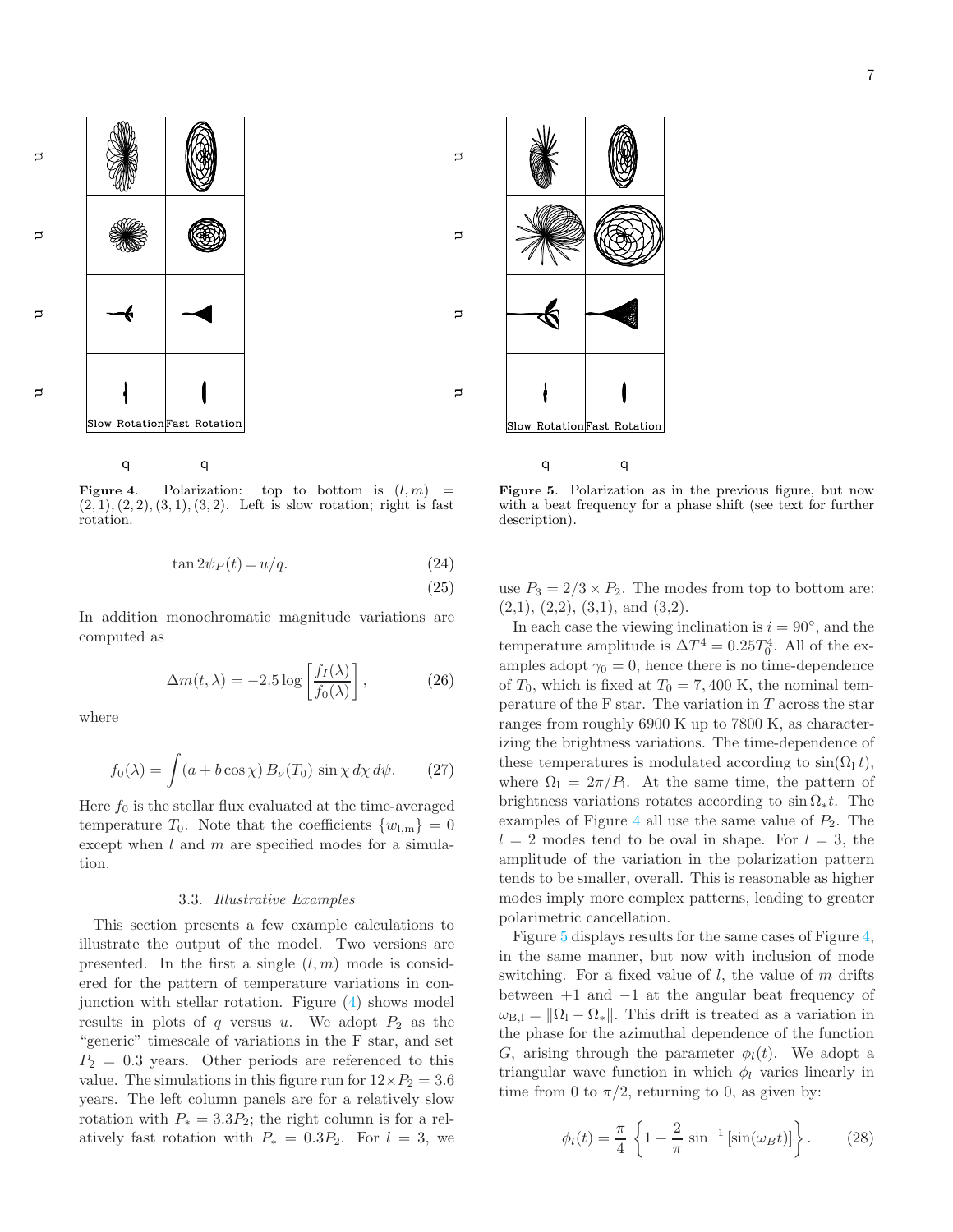Figure 4. Polarization: top to bottom is $(l, m) = (2,1), (2,2), (3,1), (3,2)$. Left is slow rotation; right is fast rotation.

Figure 5. Polarization as in the previous figure, but now with a beat frequency for a phase shift (see text for further description).

$$\tan 2\psi_P(t) = u/q. \tag{24}$$

$$\tag{25}$$

In addition monochromatic magnitude variations are computed as

$$\Delta m(t, \lambda) = -2.5 \log \left[ \frac{f_I(\lambda)}{f_0(\lambda)} \right], \tag{26}$$

where

$$f_0(\lambda) = \int (a + b \cos \chi) \, B_\nu(T_0) \, \sin \chi \, d\chi \, d\psi. \tag{27}$$

Here $f_0$ is the stellar flux evaluated at the time-averaged temperature $T_0$. Note that the coefficients $\{w_{\rm l,m}\} = 0$ except when $l$ and $m$ are specified modes for a simulation.

### 3.3. *Illustrative Examples*

This section presents a few example calculations to illustrate the output of the model. Two versions are presented. In the first a single $(l, m)$ mode is considered for the pattern of temperature variations in conjunction with stellar rotation. Figure (4) shows model results in plots of $q$ versus $u$. We adopt $P_2$ as the "generic" timescale of variations in the F star, and set $P_2 = 0.3$ years. Other periods are referenced to this value. The simulations in this figure run for $12 \times P_2 = 3.6$ years. The left column panels are for a relatively slow rotation with $P_* = 3.3 P_2$; the right column is for a relatively fast rotation with $P_* = 0.3 P_2$. For $l = 3$, we use $P_3 = 2/3 \times P_2$. The modes from top to bottom are: (2,1), (2,2), (3,1), and (3,2).

In each case the viewing inclination is $i = 90^\circ$, and the temperature amplitude is $\Delta T^4 = 0.25 T_0^4$. All of the examples adopt $\gamma_0 = 0$, hence there is no time-dependence of $T_0$, which is fixed at $T_0 = 7,400$ K, the nominal temperature of the F star. The variation in $T$ across the star ranges from roughly 6900 K up to 7800 K, as characterizing the brightness variations. The time-dependence of these temperatures is modulated according to $\sin(\Omega_l \, t)$, where $\Omega_l = 2\pi/P_l$. At the same time, the pattern of brightness variations rotates according to $\sin \Omega_* t$. The examples of Figure 4 all use the same value of $P_2$. The $l = 2$ modes tend to be oval in shape. For $l = 3$, the amplitude of the variation in the polarization pattern tends to be smaller, overall. This is reasonable as higher modes imply more complex patterns, leading to greater polarimetric cancellation.

Figure 5 displays results for the same cases of Figure 4, in the same manner, but now with inclusion of mode switching. For a fixed value of $l$, the value of $m$ drifts between $+1$ and $-1$ at the angular beat frequency of $\omega_{\rm B,l} = \|\Omega_{\rm l} - \Omega_*\|$. This drift is treated as a variation in the phase for the azimuthal dependence of the function $G$, arising through the parameter $\phi_l(t)$. We adopt a triangular wave function in which $\phi_l$ varies linearly in time from 0 to $\pi/2$, returning to 0, as given by:

$$\phi_l(t) = \frac{\pi}{4} \left\{ 1 + \frac{2}{\pi} \sin^{-1} \left[ \sin(\omega_B t) \right] \right\}. \tag{28}$$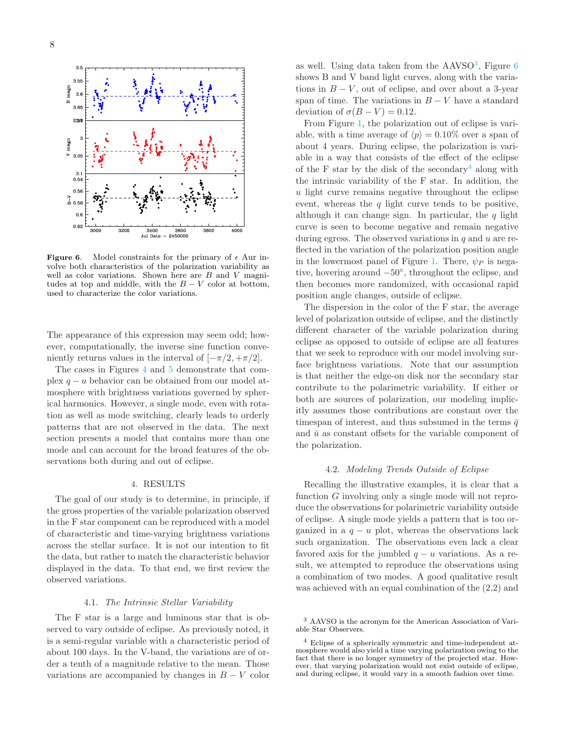**Figure 6.** Model constraints for the primary of $\epsilon$ Aur involve both characteristics of the polarization variability as well as color variations. Shown here are $B$ and $V$ magnitudes at top and middle, with the $B-V$ color at bottom, used to characterize the color variations.

The appearance of this expression may seem odd; however, computationally, the inverse sine function conveniently returns values in the interval of $[-\pi/2, +\pi/2]$.

The cases in Figures 4 and 5 demonstrate that complex $q-u$ behavior can be obtained from our model atmosphere with brightness variations governed by spherical harmonics. However, a single mode, even with rotation as well as mode switching, clearly leads to orderly patterns that are not observed in the data. The next section presents a model that contains more than one mode and can account for the broad features of the observations both during and out of eclipse.

## 4. RESULTS

The goal of our study is to determine, in principle, if the gross properties of the variable polarization observed in the F star component can be reproduced with a model of characteristic and time-varying brightness variations across the stellar surface. It is not our intention to fit the data, but rather to match the characteristic behavior displayed in the data. To that end, we first review the observed variations.

### 4.1. *The Intrinsic Stellar Variability*

The F star is a large and luminous star that is observed to vary outside of eclipse. As previously noted, it is a semi-regular variable with a characteristic period of about 100 days. In the V-band, the variations are of order a tenth of a magnitude relative to the mean. Those variations are accompanied by changes in $B-V$ color as well. Using data taken from the AAVSO[3], Figure 6 shows B and V band light curves, along with the variations in $B-V$, out of eclipse, and over about a 3-year span of time. The variations in $B-V$ have a standard deviation of $\sigma(B-V) = 0.12$.

From Figure 1, the polarization out of eclipse is variable, with a time average of $\langle p \rangle = 0.10\%$ over a span of about 4 years. During eclipse, the polarization is variable in a way that consists of the effect of the eclipse of the F star by the disk of the secondary[4] along with the intrinsic variability of the F star. In addition, the $u$ light curve remains negative throughout the eclipse event, whereas the $q$ light curve tends to be positive, although it can change sign. In particular, the $q$ light curve is seen to become negative and remain negative during egress. The observed variations in $q$ and $u$ are reflected in the variation of the polarization position angle in the lowermost panel of Figure 1. There, $\psi_P$ is negative, hovering around $-50°$, throughout the eclipse, and then becomes more randomized, with occasional rapid position angle changes, outside of eclipse.

The dispersion in the color of the F star, the average level of polarization outside of eclipse, and the distinctly different character of the variable polarization during eclipse as opposed to outside of eclipse are all features that we seek to reproduce with our model involving surface brightness variations. Note that our assumption is that neither the edge-on disk nor the secondary star contribute to the polarimetric variability. If either or both are sources of polarization, our modeling implicitly assumes those contributions are constant over the timespan of interest, and thus subsumed in the terms $\bar{q}$ and $\bar{u}$ as constant offsets for the variable component of the polarization.

### 4.2. *Modeling Trends Outside of Eclipse*

Recalling the illustrative examples, it is clear that a function $G$ involving only a single mode will not reproduce the observations for polarimetric variability outside of eclipse. A single mode yields a pattern that is too organized in a $q-u$ plot, whereas the observations lack such organization. The observations even lack a clear favored axis for the jumbled $q-u$ variations. As a result, we attempted to reproduce the observations using a combination of two modes. A good qualitative result was achieved with an equal combination of the (2,2) and

[3] AAVSO is the acronym for the American Association of Variable Star Observers.

[4] Eclipse of a spherically symmetric and time-independent atmosphere would also yield a time varying polarization owing to the fact that there is no longer symmetry of the projected star. However, that varying polarization would not exist outside of eclipse, and during eclipse, it would vary in a smooth fashion over time.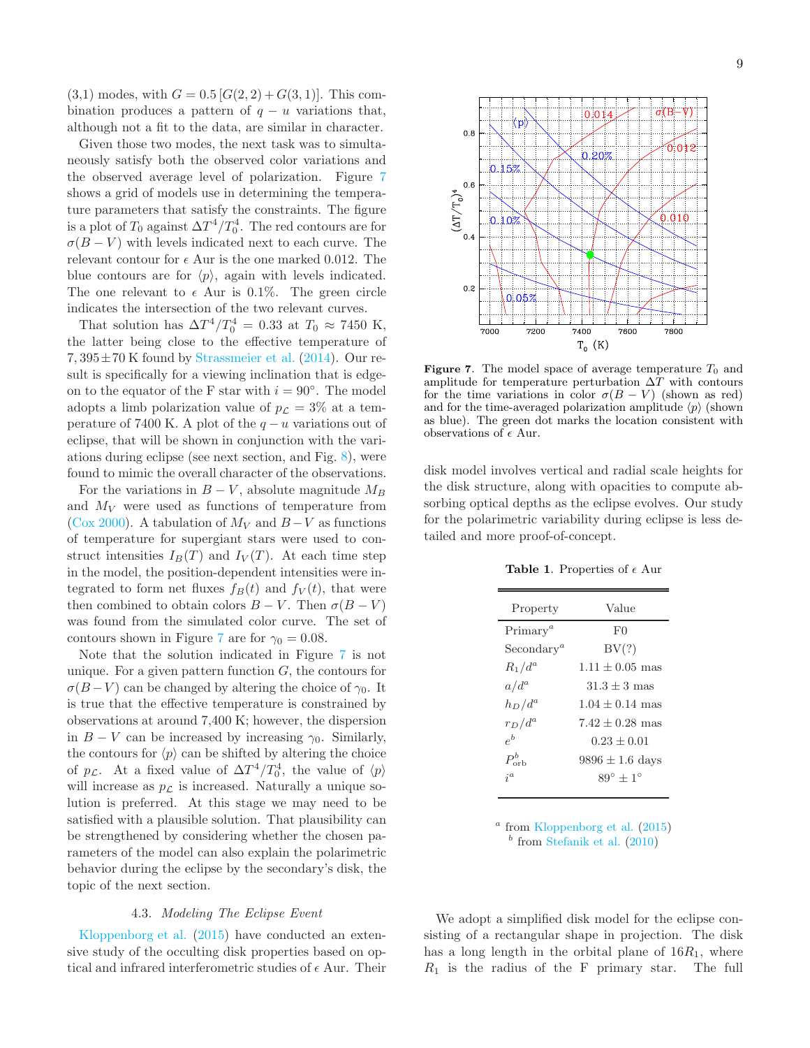(3,1) modes, with $G = 0.5\,[G(2,2) + G(3,1)]$. This combination produces a pattern of $q-u$ variations that, although not a fit to the data, are similar in character.

Given those two modes, the next task was to simultaneously satisfy both the observed color variations and the observed average level of polarization. Figure 7 shows a grid of models use in determining the temperature parameters that satisfy the constraints. The figure is a plot of $T_0$ against $\Delta T^4/T_0^4$. The red contours are for $\sigma(B-V)$ with levels indicated next to each curve. The relevant contour for $\epsilon$ Aur is the one marked 0.012. The blue contours are for $\langle p \rangle$, again with levels indicated. The one relevant to $\epsilon$ Aur is 0.1%. The green circle indicates the intersection of the two relevant curves.

That solution has $\Delta T^4/T_0^4 = 0.33$ at $T_0 \approx 7450$ K, the latter being close to the effective temperature of $7,395 \pm 70$ K found by Strassmeier et al. (2014). Our result is specifically for a viewing inclination that is edge-on to the equator of the F star with $i = 90°$. The model adopts a limb polarization value of $p_{\mathcal{L}} = 3\%$ at a temperature of 7400 K. A plot of the $q-u$ variations out of eclipse, that will be shown in conjunction with the variations during eclipse (see next section, and Fig. 8), were found to mimic the overall character of the observations.

For the variations in $B-V$, absolute magnitude $M_B$ and $M_V$ were used as functions of temperature from (Cox 2000). A tabulation of $M_V$ and $B-V$ as functions of temperature for supergiant stars were used to construct intensities $I_B(T)$ and $I_V(T)$. At each time step in the model, the position-dependent intensities were integrated to form net fluxes $f_B(t)$ and $f_V(t)$, that were then combined to obtain colors $B-V$. Then $\sigma(B-V)$ was found from the simulated color curve. The set of contours shown in Figure 7 are for $\gamma_0 = 0.08$.

Note that the solution indicated in Figure 7 is not unique. For a given pattern function $G$, the contours for $\sigma(B-V)$ can be changed by altering the choice of $\gamma_0$. It is true that the effective temperature is constrained by observations at around 7,400 K; however, the dispersion in $B-V$ can be increased by increasing $\gamma_0$. Similarly, the contours for $\langle p \rangle$ can be shifted by altering the choice of $p_{\mathcal{L}}$. At a fixed value of $\Delta T^4/T_0^4$, the value of $\langle p \rangle$ will increase as $p_{\mathcal{L}}$ is increased. Naturally a unique solution is preferred. At this stage we may need to be satisfied with a plausible solution. That plausibility can be strengthened by considering whether the chosen parameters of the model can also explain the polarimetric behavior during the eclipse by the secondary's disk, the topic of the next section.

**Figure 7**. The model space of average temperature $T_0$ and amplitude for temperature perturbation $\Delta T$ with contours for the time variations in color $\sigma(B-V)$ (shown as red) and for the time-averaged polarization amplitude $\langle p \rangle$ (shown as blue). The green dot marks the location consistent with observations of $\epsilon$ Aur.

### 4.3. *Modeling The Eclipse Event*

Kloppenborg et al. (2015) have conducted an extensive study of the occulting disk properties based on optical and infrared interferometric studies of $\epsilon$ Aur. Their disk model involves vertical and radial scale heights for the disk structure, along with opacities to compute absorbing optical depths as the eclipse evolves. Our study for the polarimetric variability during eclipse is less detailed and more proof-of-concept.

**Table 1**. Properties of $\epsilon$ Aur

| Property | Value |
|---|---|
| Primary[a] | F0 |
| Secondary[a] | BV(?) |
| $R_1/d$[a] | $1.11 \pm 0.05$ mas |
| $a/d$[a] | $31.3 \pm 3$ mas |
| $h_D/d$[a] | $1.04 \pm 0.14$ mas |
| $r_D/d$[a] | $7.42 \pm 0.28$ mas |
| $e$[b] | $0.23 \pm 0.01$ |
| $P_{\rm orb}$[b] | $9896 \pm 1.6$ days |
| $i$[a] | $89° \pm 1°$ |

[a] from Kloppenborg et al. (2015)
[b] from Stefanik et al. (2010)

We adopt a simplified disk model for the eclipse consisting of a rectangular shape in projection. The disk has a long length in the orbital plane of $16R_1$, where $R_1$ is the radius of the F primary star. The full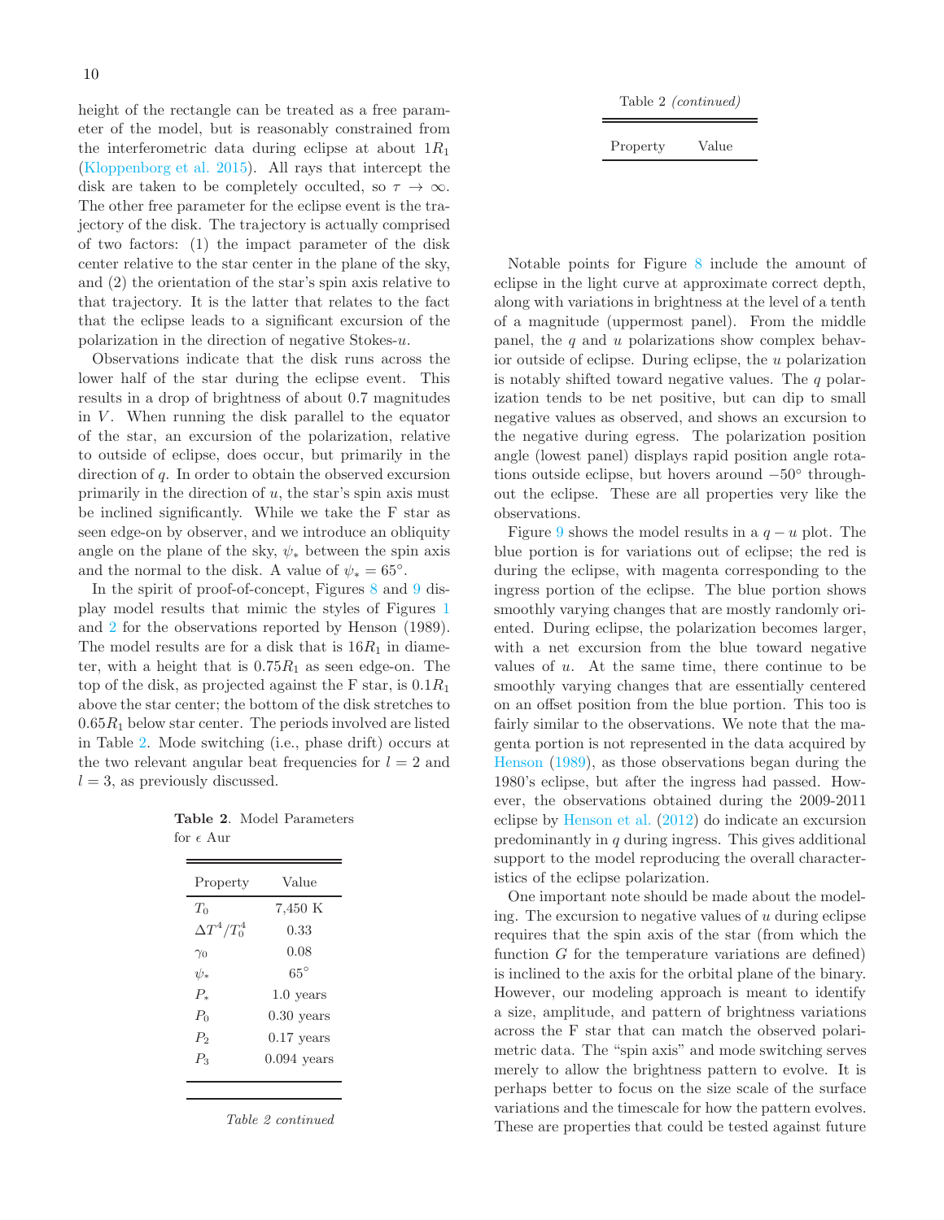height of the rectangle can be treated as a free parameter of the model, but is reasonably constrained from the interferometric data during eclipse at about $1R_1$ (Kloppenborg et al. 2015). All rays that intercept the disk are taken to be completely occulted, so $\tau \to \infty$. The other free parameter for the eclipse event is the trajectory of the disk. The trajectory is actually comprised of two factors: (1) the impact parameter of the disk center relative to the star center in the plane of the sky, and (2) the orientation of the star's spin axis relative to that trajectory. It is the latter that relates to the fact that the eclipse leads to a significant excursion of the polarization in the direction of negative Stokes-$u$.

Observations indicate that the disk runs across the lower half of the star during the eclipse event. This results in a drop of brightness of about 0.7 magnitudes in $V$. When running the disk parallel to the equator of the star, an excursion of the polarization, relative to outside of eclipse, does occur, but primarily in the direction of $q$. In order to obtain the observed excursion primarily in the direction of $u$, the star's spin axis must be inclined significantly. While we take the F star as seen edge-on by observer, and we introduce an obliquity angle on the plane of the sky, $\psi_*$ between the spin axis and the normal to the disk. A value of $\psi_* = 65°$.

In the spirit of proof-of-concept, Figures 8 and 9 display model results that mimic the styles of Figures 1 and 2 for the observations reported by Henson (1989). The model results are for a disk that is $16R_1$ in diameter, with a height that is $0.75R_1$ as seen edge-on. The top of the disk, as projected against the F star, is $0.1R_1$ above the star center; the bottom of the disk stretches to $0.65R_1$ below star center. The periods involved are listed in Table 2. Mode switching (i.e., phase drift) occurs at the two relevant angular beat frequencies for $l = 2$ and $l = 3$, as previously discussed.

**Table 2**. Model Parameters for $\epsilon$ Aur

| Property | Value |
|---|---|
| $T_0$ | 7,450 K |
| $\Delta T^4/T_0^4$ | 0.33 |
| $\gamma_0$ | 0.08 |
| $\psi_*$ | $65°$ |
| $P_*$ | 1.0 years |
| $P_0$ | 0.30 years |
| $P_2$ | 0.17 years |
| $P_3$ | 0.094 years |

*Table 2 continued*

Table 2 *(continued)*

| Property | Value |
|---|---|

Notable points for Figure 8 include the amount of eclipse in the light curve at approximate correct depth, along with variations in brightness at the level of a tenth of a magnitude (uppermost panel). From the middle panel, the $q$ and $u$ polarizations show complex behavior outside of eclipse. During eclipse, the $u$ polarization is notably shifted toward negative values. The $q$ polarization tends to be net positive, but can dip to small negative values as observed, and shows an excursion to the negative during egress. The polarization position angle (lowest panel) displays rapid position angle rotations outside eclipse, but hovers around $-50°$ throughout the eclipse. These are all properties very like the observations.

Figure 9 shows the model results in a $q-u$ plot. The blue portion is for variations out of eclipse; the red is during the eclipse, with magenta corresponding to the ingress portion of the eclipse. The blue portion shows smoothly varying changes that are mostly randomly oriented. During eclipse, the polarization becomes larger, with a net excursion from the blue toward negative values of $u$. At the same time, there continue to be smoothly varying changes that are essentially centered on an offset position from the blue portion. This too is fairly similar to the observations. We note that the magenta portion is not represented in the data acquired by Henson (1989), as those observations began during the 1980's eclipse, but after the ingress had passed. However, the observations obtained during the 2009-2011 eclipse by Henson et al. (2012) do indicate an excursion predominantly in $q$ during ingress. This gives additional support to the model reproducing the overall characteristics of the eclipse polarization.

One important note should be made about the modeling. The excursion to negative values of $u$ during eclipse requires that the spin axis of the star (from which the function $G$ for the temperature variations are defined) is inclined to the axis for the orbital plane of the binary. However, our modeling approach is meant to identify a size, amplitude, and pattern of brightness variations across the F star that can match the observed polarimetric data. The "spin axis" and mode switching serves merely to allow the brightness pattern to evolve. It is perhaps better to focus on the size scale of the surface variations and the timescale for how the pattern evolves. These are properties that could be tested against future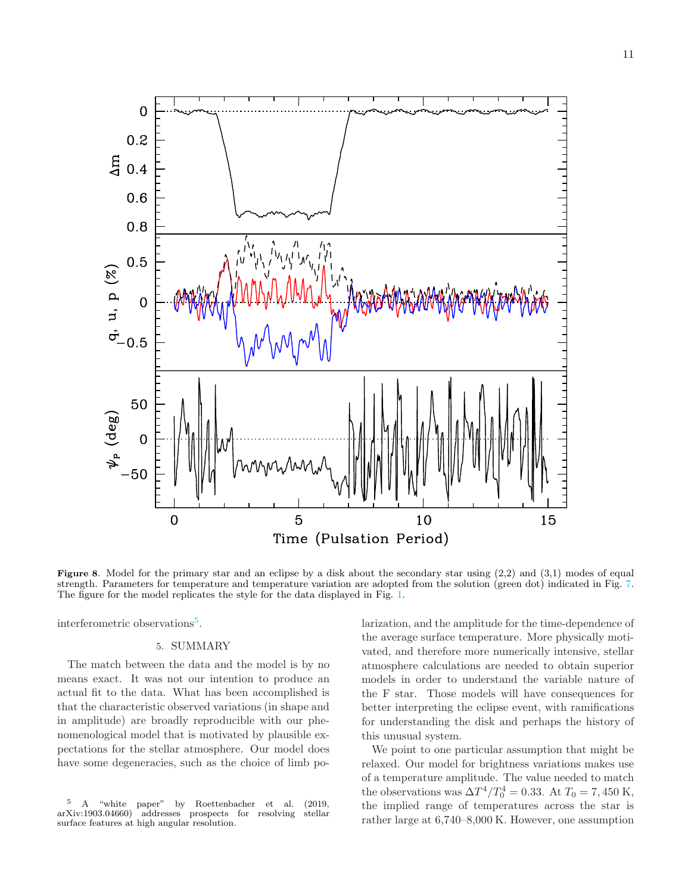**Figure 8.** Model for the primary star and an eclipse by a disk about the secondary star using (2,2) and (3,1) modes of equal strength. Parameters for temperature and temperature variation are adopted from the solution (green dot) indicated in Fig. 7. The figure for the model replicates the style for the data displayed in Fig. 1.

interferometric observations[5].

## 5. SUMMARY

The match between the data and the model is by no means exact. It was not our intention to produce an actual fit to the data. What has been accomplished is that the characteristic observed variations (in shape and in amplitude) are broadly reproducible with our phenomenological model that is motivated by plausible expectations for the stellar atmosphere. Our model does have some degeneracies, such as the choice of limb polarization, and the amplitude for the time-dependence of the average surface temperature. More physically motivated, and therefore more numerically intensive, stellar atmosphere calculations are needed to obtain superior models in order to understand the variable nature of the F star. Those models will have consequences for better interpreting the eclipse event, with ramifications for understanding the disk and perhaps the history of this unusual system.

We point to one particular assumption that might be relaxed. Our model for brightness variations makes use of a temperature amplitude. The value needed to match the observations was $\Delta T^4/T_0^4 = 0.33$. At $T_0 = 7{,}450$ K, the implied range of temperatures across the star is rather large at 6,740–8,000 K. However, one assumption

[5] A "white paper" by Roettenbacher et al. (2019, arXiv:1903.04660) addresses prospects for resolving stellar surface features at high angular resolution.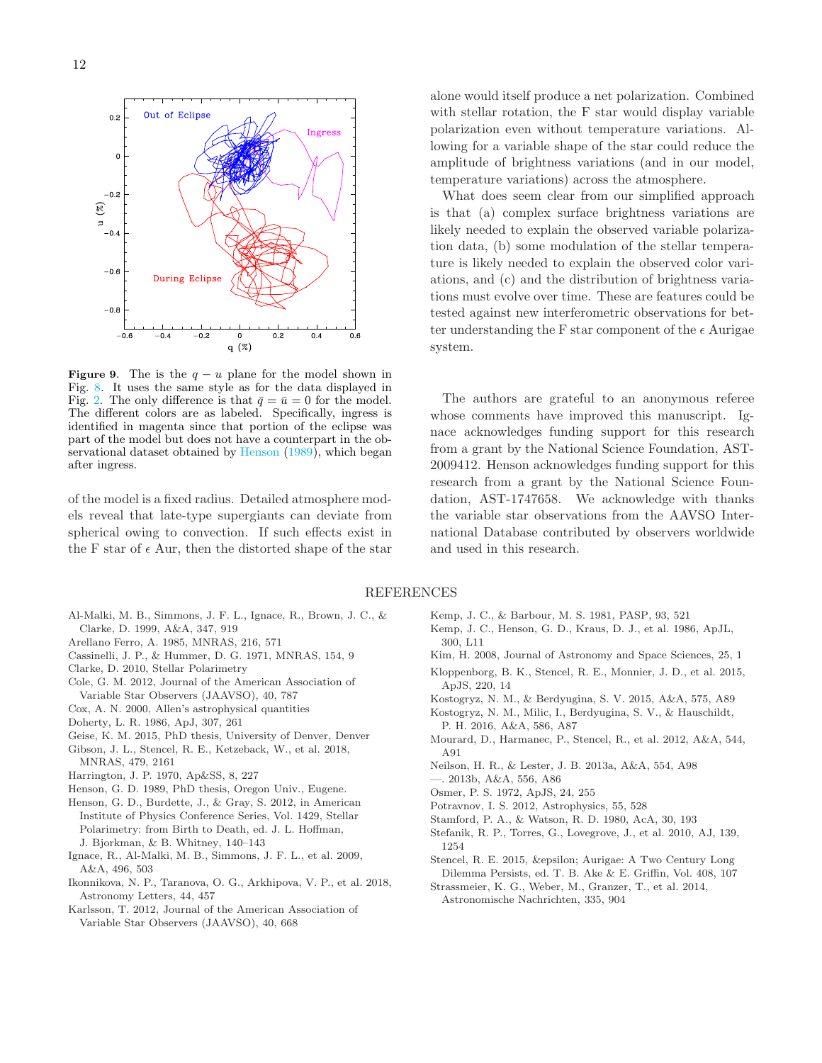Out of Eclipse

Ingress

During Eclipse

u (%)

q (%)

0.2

0

−0.2

−0.4

−0.6

−0.8

−0.6 −0.4 −0.2 0 0.2 0.4 0.6

**Figure 9**. The is the $q-u$ plane for the model shown in Fig. 8. It uses the same style as for the data displayed in Fig. 2. The only difference is that $\bar{q}=\bar{u}=0$ for the model. The different colors are as labeled. Specifically, ingress is identified in magenta since that portion of the eclipse was part of the model but does not have a counterpart in the observational dataset obtained by Henson (1989), which began after ingress.

of the model is a fixed radius. Detailed atmosphere models reveal that late-type supergiants can deviate from spherical owing to convection. If such effects exist in the F star of $\epsilon$ Aur, then the distorted shape of the star alone would itself produce a net polarization. Combined with stellar rotation, the F star would display variable polarization even without temperature variations. Allowing for a variable shape of the star could reduce the amplitude of brightness variations (and in our model, temperature variations) across the atmosphere.

What does seem clear from our simplified approach is that (a) complex surface brightness variations are likely needed to explain the observed variable polarization data, (b) some modulation of the stellar temperature is likely needed to explain the observed color variations, and (c) and the distribution of brightness variations must evolve over time. These are features could be tested against new interferometric observations for better understanding the F star component of the $\epsilon$ Aurigae system.

The authors are grateful to an anonymous referee whose comments have improved this manuscript. Ignace acknowledges funding support for this research from a grant by the National Science Foundation, AST-2009412. Henson acknowledges funding support for this research from a grant by the National Science Foundation, AST-1747658. We acknowledge with thanks the variable star observations from the AAVSO International Database contributed by observers worldwide and used in this research.

## REFERENCES

Al-Malki, M. B., Simmons, J. F. L., Ignace, R., Brown, J. C., & Clarke, D. 1999, A&A, 347, 919

Arellano Ferro, A. 1985, MNRAS, 216, 571

Cassinelli, J. P., & Hummer, D. G. 1971, MNRAS, 154, 9

Clarke, D. 2010, Stellar Polarimetry

Cole, G. M. 2012, Journal of the American Association of Variable Star Observers (JAAVSO), 40, 787

Cox, A. N. 2000, Allen's astrophysical quantities

Doherty, L. R. 1986, ApJ, 307, 261

Geise, K. M. 2015, PhD thesis, University of Denver, Denver

Gibson, J. L., Stencel, R. E., Ketzeback, W., et al. 2018, MNRAS, 479, 2161

Harrington, J. P. 1970, Ap&SS, 8, 227

Henson, G. D. 1989, PhD thesis, Oregon Univ., Eugene.

Henson, G. D., Burdette, J., & Gray, S. 2012, in American Institute of Physics Conference Series, Vol. 1429, Stellar Polarimetry: from Birth to Death, ed. J. L. Hoffman, J. Bjorkman, & B. Whitney, 140–143

Ignace, R., Al-Malki, M. B., Simmons, J. F. L., et al. 2009, A&A, 496, 503

Ikonnikova, N. P., Taranova, O. G., Arkhipova, V. P., et al. 2018, Astronomy Letters, 44, 457

Karlsson, T. 2012, Journal of the American Association of Variable Star Observers (JAAVSO), 40, 668

Kemp, J. C., & Barbour, M. S. 1981, PASP, 93, 521

Kemp, J. C., Henson, G. D., Kraus, D. J., et al. 1986, ApJL, 300, L11

Kim, H. 2008, Journal of Astronomy and Space Sciences, 25, 1

Kloppenborg, B. K., Stencel, R. E., Monnier, J. D., et al. 2015, ApJS, 220, 14

Kostogryz, N. M., & Berdyugina, S. V. 2015, A&A, 575, A89

Kostogryz, N. M., Milic, I., Berdyugina, S. V., & Hauschildt, P. H. 2016, A&A, 586, A87

Mourard, D., Harmanec, P., Stencel, R., et al. 2012, A&A, 544, A91

Neilson, H. R., & Lester, J. B. 2013a, A&A, 554, A98

—. 2013b, A&A, 556, A86

Osmer, P. S. 1972, ApJS, 24, 255

Potravnov, I. S. 2012, Astrophysics, 55, 528

Stamford, P. A., & Watson, R. D. 1980, AcA, 30, 193

Stefanik, R. P., Torres, G., Lovegrove, J., et al. 2010, AJ, 139, 1254

Stencel, R. E. 2015, &epsilon; Aurigae: A Two Century Long Dilemma Persists, ed. T. B. Ake & E. Griffin, Vol. 408, 107

Strassmeier, K. G., Weber, M., Granzer, T., et al. 2014, Astronomische Nachrichten, 335, 904